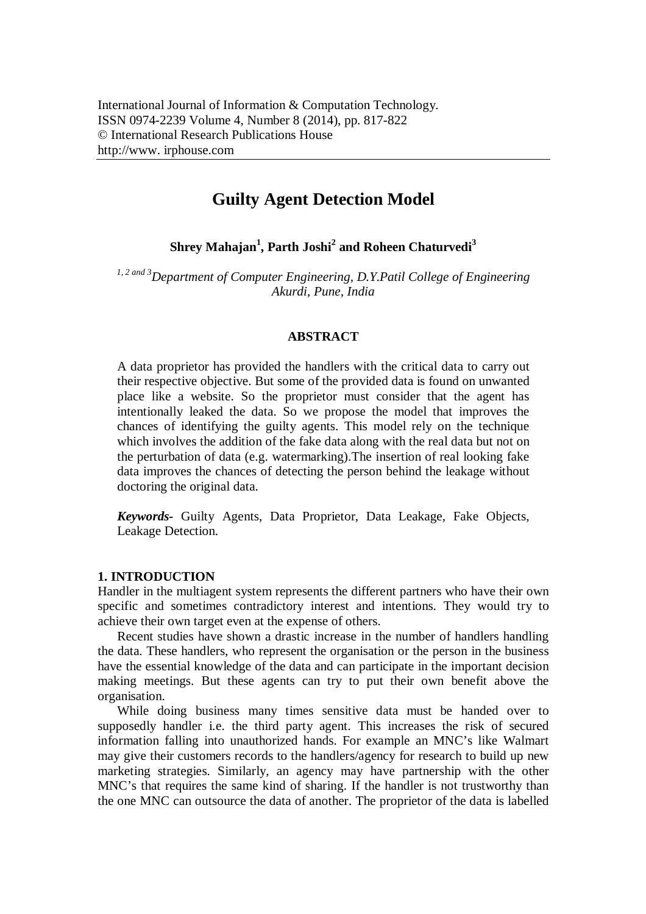# Guilty Agent Detection Model

**Shrey Mahajan[1], Parth Joshi[2] and Roheen Chaturvedi[3]**

*[1, 2 and 3]Department of Computer Engineering, D.Y.Patil College of Engineering Akurdi, Pune, India*

## ABSTRACT

A data proprietor has provided the handlers with the critical data to carry out their respective objective. But some of the provided data is found on unwanted place like a website. So the proprietor must consider that the agent has intentionally leaked the data. So we propose the model that improves the chances of identifying the guilty agents. This model rely on the technique which involves the addition of the fake data along with the real data but not on the perturbation of data (e.g. watermarking).The insertion of real looking fake data improves the chances of detecting the person behind the leakage without doctoring the original data.

***Keywords-*** Guilty Agents, Data Proprietor, Data Leakage, Fake Objects, Leakage Detection.

## 1. INTRODUCTION

Handler in the multiagent system represents the different partners who have their own specific and sometimes contradictory interest and intentions. They would try to achieve their own target even at the expense of others.

Recent studies have shown a drastic increase in the number of handlers handling the data. These handlers, who represent the organisation or the person in the business have the essential knowledge of the data and can participate in the important decision making meetings. But these agents can try to put their own benefit above the organisation.

While doing business many times sensitive data must be handed over to supposedly handler i.e. the third party agent. This increases the risk of secured information falling into unauthorized hands. For example an MNC's like Walmart may give their customers records to the handlers/agency for research to build up new marketing strategies. Similarly, an agency may have partnership with the other MNC's that requires the same kind of sharing. If the handler is not trustworthy than the one MNC can outsource the data of another. The proprietor of the data is labelled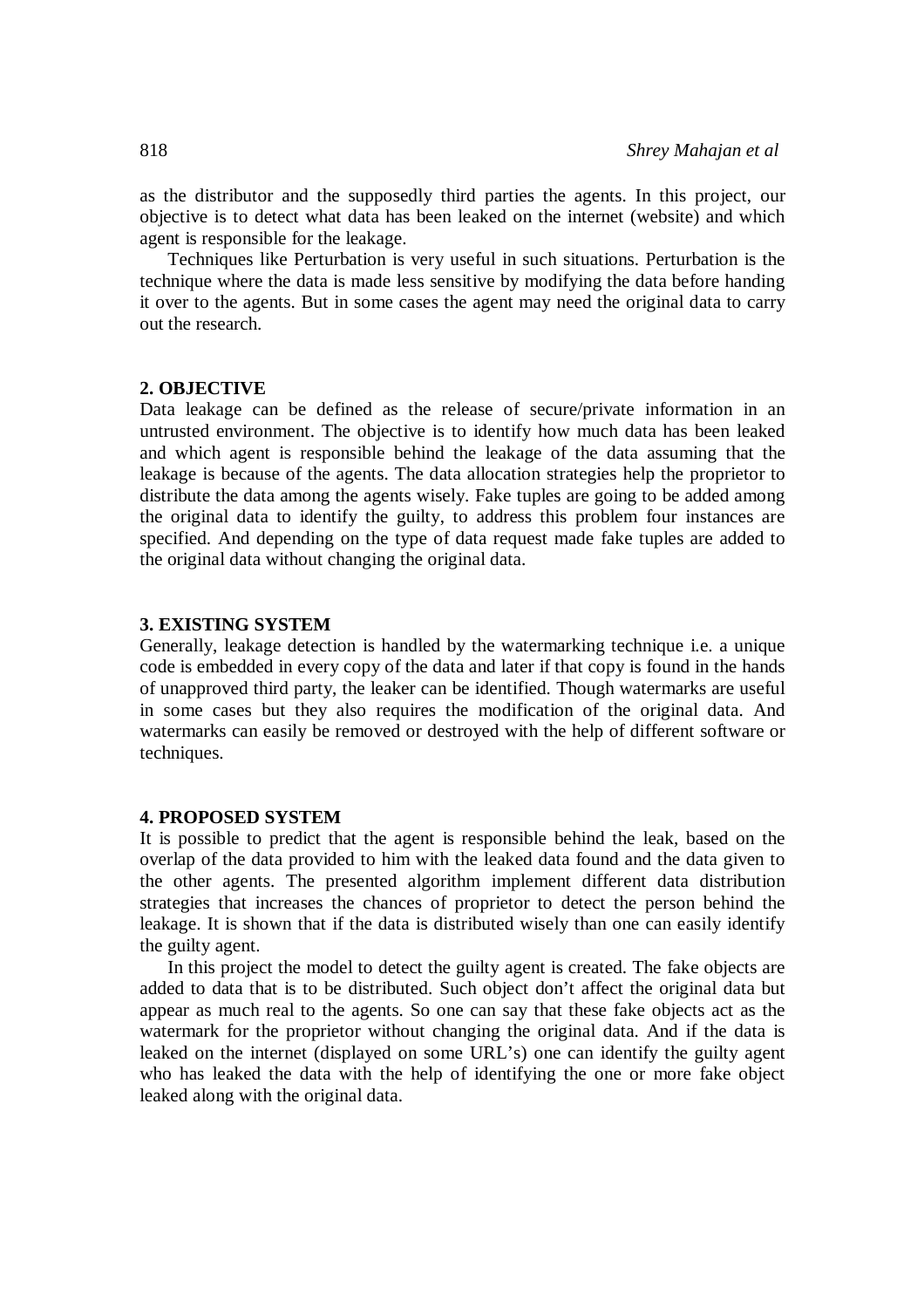as the distributor and the supposedly third parties the agents. In this project, our objective is to detect what data has been leaked on the internet (website) and which agent is responsible for the leakage.

Techniques like Perturbation is very useful in such situations. Perturbation is the technique where the data is made less sensitive by modifying the data before handing it over to the agents. But in some cases the agent may need the original data to carry out the research.

## 2. OBJECTIVE

Data leakage can be defined as the release of secure/private information in an untrusted environment. The objective is to identify how much data has been leaked and which agent is responsible behind the leakage of the data assuming that the leakage is because of the agents. The data allocation strategies help the proprietor to distribute the data among the agents wisely. Fake tuples are going to be added among the original data to identify the guilty, to address this problem four instances are specified. And depending on the type of data request made fake tuples are added to the original data without changing the original data.

## 3. EXISTING SYSTEM

Generally, leakage detection is handled by the watermarking technique i.e. a unique code is embedded in every copy of the data and later if that copy is found in the hands of unapproved third party, the leaker can be identified. Though watermarks are useful in some cases but they also requires the modification of the original data. And watermarks can easily be removed or destroyed with the help of different software or techniques.

## 4. PROPOSED SYSTEM

It is possible to predict that the agent is responsible behind the leak, based on the overlap of the data provided to him with the leaked data found and the data given to the other agents. The presented algorithm implement different data distribution strategies that increases the chances of proprietor to detect the person behind the leakage. It is shown that if the data is distributed wisely than one can easily identify the guilty agent.

In this project the model to detect the guilty agent is created. The fake objects are added to data that is to be distributed. Such object don't affect the original data but appear as much real to the agents. So one can say that these fake objects act as the watermark for the proprietor without changing the original data. And if the data is leaked on the internet (displayed on some URL's) one can identify the guilty agent who has leaked the data with the help of identifying the one or more fake object leaked along with the original data.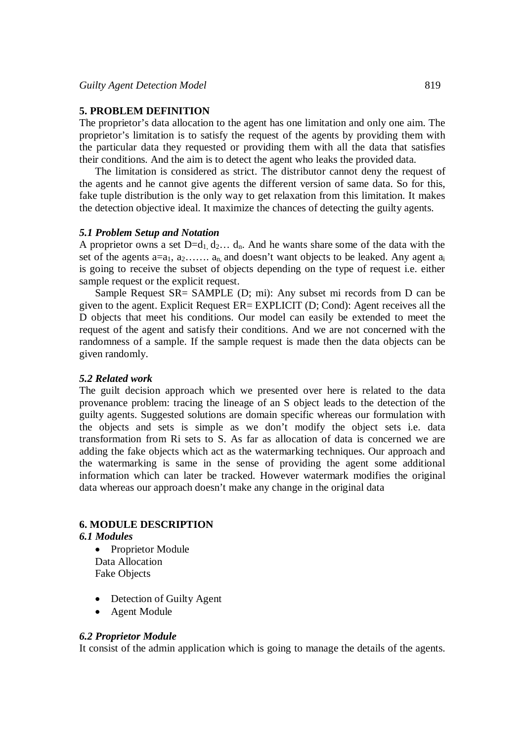## 5. PROBLEM DEFINITION

The proprietor's data allocation to the agent has one limitation and only one aim. The proprietor's limitation is to satisfy the request of the agents by providing them with the particular data they requested or providing them with all the data that satisfies their conditions. And the aim is to detect the agent who leaks the provided data.

The limitation is considered as strict. The distributor cannot deny the request of the agents and he cannot give agents the different version of same data. So for this, fake tuple distribution is the only way to get relaxation from this limitation. It makes the detection objective ideal. It maximize the chances of detecting the guilty agents.

### *5.1 Problem Setup and Notation*

A proprietor owns a set $D=d_1, d_2\ldots d_n$. And he wants share some of the data with the set of the agents $a=a_1, a_2\ldots\ldots. a_n,$ and doesn't want objects to be leaked. Any agent $a_i$ is going to receive the subset of objects depending on the type of request i.e. either sample request or the explicit request.

Sample Request SR= SAMPLE (D; mi): Any subset mi records from D can be given to the agent. Explicit Request ER= EXPLICIT (D; Cond): Agent receives all the D objects that meet his conditions. Our model can easily be extended to meet the request of the agent and satisfy their conditions. And we are not concerned with the randomness of a sample. If the sample request is made then the data objects can be given randomly.

### *5.2 Related work*

The guilt decision approach which we presented over here is related to the data provenance problem: tracing the lineage of an S object leads to the detection of the guilty agents. Suggested solutions are domain specific whereas our formulation with the objects and sets is simple as we don't modify the object sets i.e. data transformation from Ri sets to S. As far as allocation of data is concerned we are adding the fake objects which act as the watermarking techniques. Our approach and the watermarking is same in the sense of providing the agent some additional information which can later be tracked. However watermark modifies the original data whereas our approach doesn't make any change in the original data

## 6. MODULE DESCRIPTION

### *6.1 Modules*

- Proprietor Module
  Data Allocation
  Fake Objects

- Detection of Guilty Agent
- Agent Module

### *6.2 Proprietor Module*

It consist of the admin application which is going to manage the details of the agents.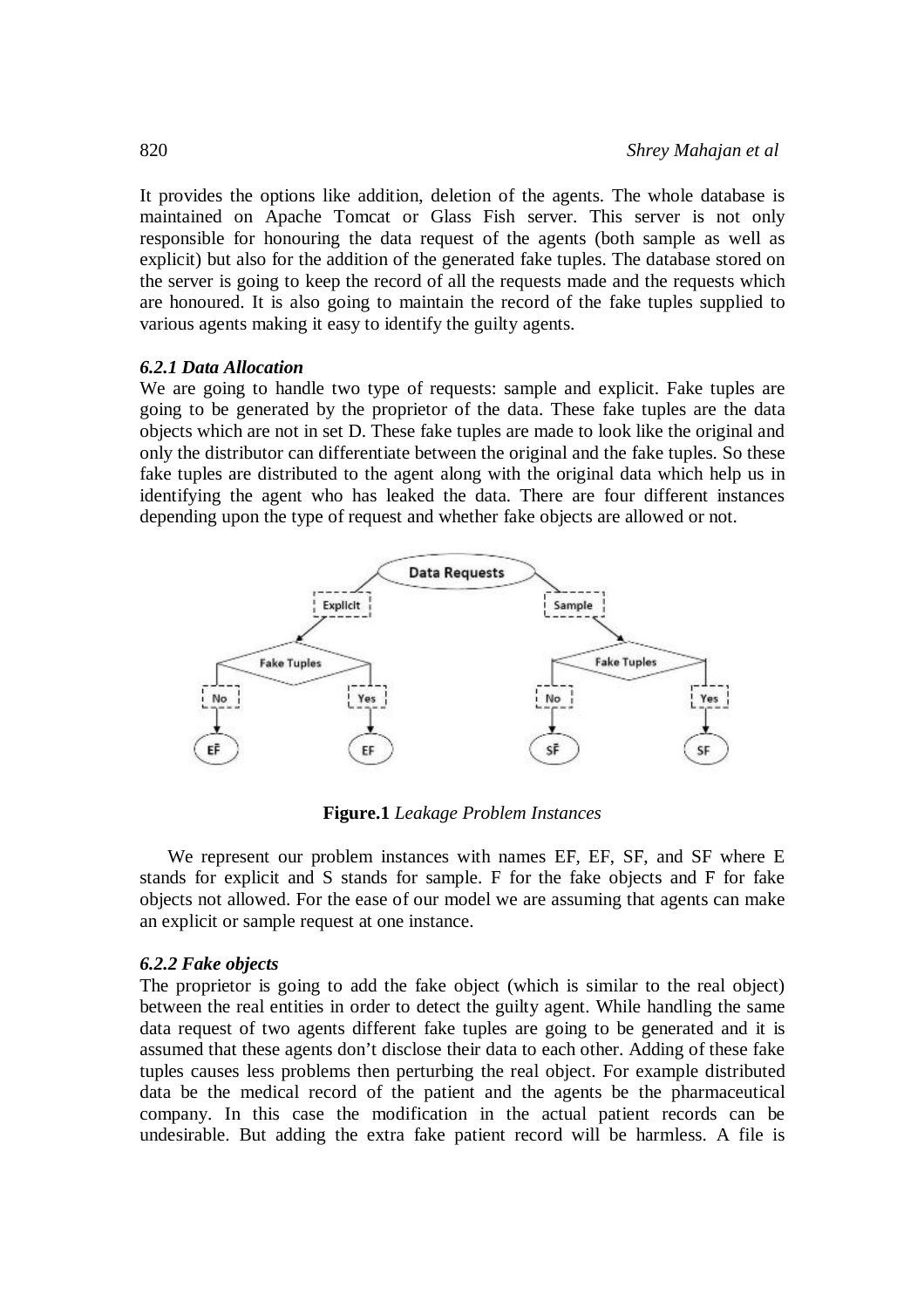It provides the options like addition, deletion of the agents. The whole database is maintained on Apache Tomcat or Glass Fish server. This server is not only responsible for honouring the data request of the agents (both sample as well as explicit) but also for the addition of the generated fake tuples. The database stored on the server is going to keep the record of all the requests made and the requests which are honoured. It is also going to maintain the record of the fake tuples supplied to various agents making it easy to identify the guilty agents.

#### *6.2.1 Data Allocation*

We are going to handle two type of requests: sample and explicit. Fake tuples are going to be generated by the proprietor of the data. These fake tuples are the data objects which are not in set D. These fake tuples are made to look like the original and only the distributor can differentiate between the original and the fake tuples. So these fake tuples are distributed to the agent along with the original data which help us in identifying the agent who has leaked the data. There are four different instances depending upon the type of request and whether fake objects are allowed or not.

**Figure.1** *Leakage Problem Instances*

We represent our problem instances with names EF, EF, SF, and SF where E stands for explicit and S stands for sample. F for the fake objects and F for fake objects not allowed. For the ease of our model we are assuming that agents can make an explicit or sample request at one instance.

#### *6.2.2 Fake objects*

The proprietor is going to add the fake object (which is similar to the real object) between the real entities in order to detect the guilty agent. While handling the same data request of two agents different fake tuples are going to be generated and it is assumed that these agents don't disclose their data to each other. Adding of these fake tuples causes less problems then perturbing the real object. For example distributed data be the medical record of the patient and the agents be the pharmaceutical company. In this case the modification in the actual patient records can be undesirable. But adding the extra fake patient record will be harmless. A file is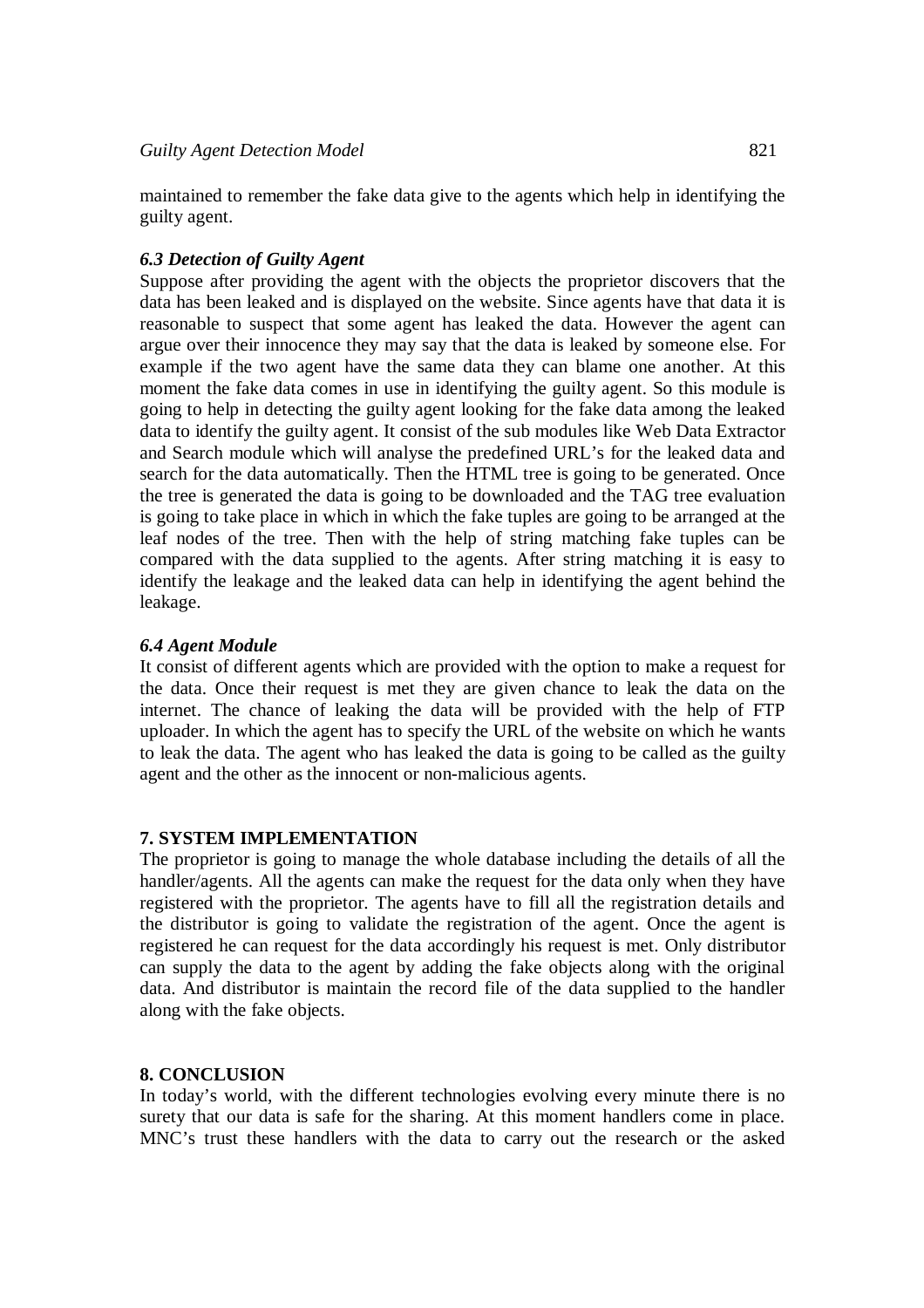maintained to remember the fake data give to the agents which help in identifying the guilty agent.

### *6.3 Detection of Guilty Agent*

Suppose after providing the agent with the objects the proprietor discovers that the data has been leaked and is displayed on the website. Since agents have that data it is reasonable to suspect that some agent has leaked the data. However the agent can argue over their innocence they may say that the data is leaked by someone else. For example if the two agent have the same data they can blame one another. At this moment the fake data comes in use in identifying the guilty agent. So this module is going to help in detecting the guilty agent looking for the fake data among the leaked data to identify the guilty agent. It consist of the sub modules like Web Data Extractor and Search module which will analyse the predefined URL's for the leaked data and search for the data automatically. Then the HTML tree is going to be generated. Once the tree is generated the data is going to be downloaded and the TAG tree evaluation is going to take place in which in which the fake tuples are going to be arranged at the leaf nodes of the tree. Then with the help of string matching fake tuples can be compared with the data supplied to the agents. After string matching it is easy to identify the leakage and the leaked data can help in identifying the agent behind the leakage.

### *6.4 Agent Module*

It consist of different agents which are provided with the option to make a request for the data. Once their request is met they are given chance to leak the data on the internet. The chance of leaking the data will be provided with the help of FTP uploader. In which the agent has to specify the URL of the website on which he wants to leak the data. The agent who has leaked the data is going to be called as the guilty agent and the other as the innocent or non-malicious agents.

## 7. SYSTEM IMPLEMENTATION

The proprietor is going to manage the whole database including the details of all the handler/agents. All the agents can make the request for the data only when they have registered with the proprietor. The agents have to fill all the registration details and the distributor is going to validate the registration of the agent. Once the agent is registered he can request for the data accordingly his request is met. Only distributor can supply the data to the agent by adding the fake objects along with the original data. And distributor is maintain the record file of the data supplied to the handler along with the fake objects.

## 8. CONCLUSION

In today's world, with the different technologies evolving every minute there is no surety that our data is safe for the sharing. At this moment handlers come in place. MNC's trust these handlers with the data to carry out the research or the asked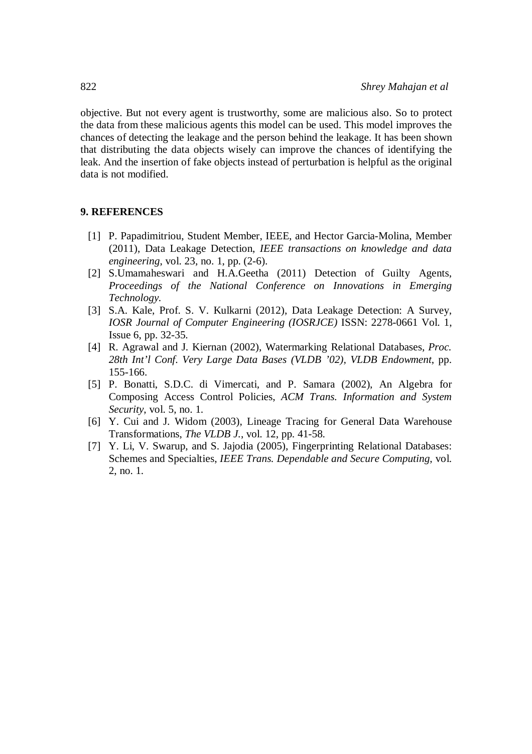objective. But not every agent is trustworthy, some are malicious also. So to protect the data from these malicious agents this model can be used. This model improves the chances of detecting the leakage and the person behind the leakage. It has been shown that distributing the data objects wisely can improve the chances of identifying the leak. And the insertion of fake objects instead of perturbation is helpful as the original data is not modified.

## 9. REFERENCES

[1] P. Papadimitriou, Student Member, IEEE, and Hector Garcia-Molina, Member (2011), Data Leakage Detection, *IEEE transactions on knowledge and data engineering*, vol. 23, no. 1, pp. (2-6).

[2] S.Umamaheswari and H.A.Geetha (2011) Detection of Guilty Agents, *Proceedings of the National Conference on Innovations in Emerging Technology.*

[3] S.A. Kale, Prof. S. V. Kulkarni (2012), Data Leakage Detection: A Survey, *IOSR Journal of Computer Engineering (IOSRJCE)* ISSN: 2278-0661 Vol. 1, Issue 6, pp. 32-35.

[4] R. Agrawal and J. Kiernan (2002), Watermarking Relational Databases, *Proc. 28th Int'l Conf. Very Large Data Bases (VLDB '02), VLDB Endowment*, pp. 155-166.

[5] P. Bonatti, S.D.C. di Vimercati, and P. Samara (2002), An Algebra for Composing Access Control Policies, *ACM Trans. Information and System Security*, vol. 5, no. 1.

[6] Y. Cui and J. Widom (2003), Lineage Tracing for General Data Warehouse Transformations, *The VLDB J.*, vol. 12, pp. 41-58.

[7] Y. Li, V. Swarup, and S. Jajodia (2005), Fingerprinting Relational Databases: Schemes and Specialties, *IEEE Trans. Dependable and Secure Computing*, vol. 2, no. 1.